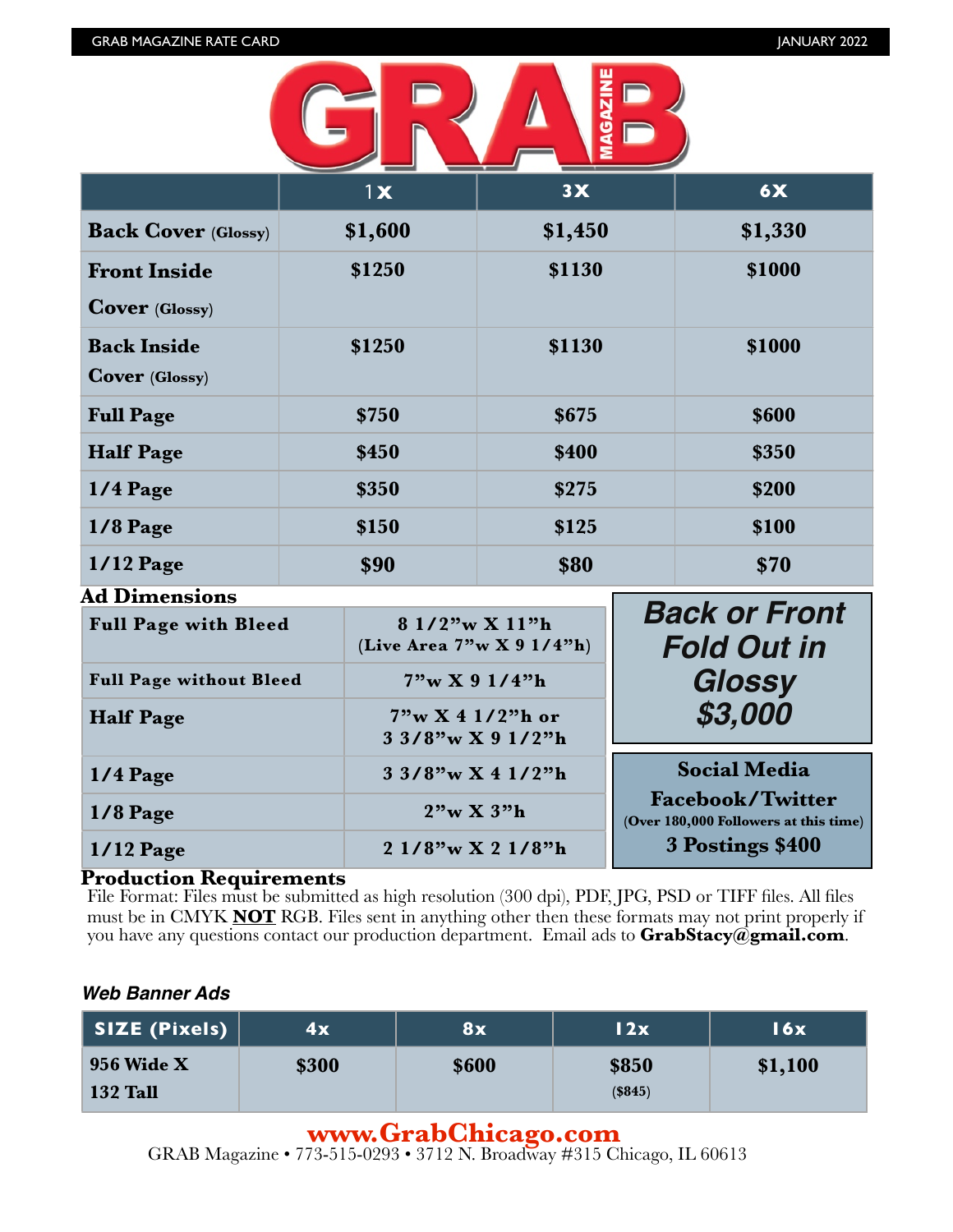GRAB MAGAZINE RATE CARD

JANUARY 2022

# GRAB MAGAZINE

| | 1x | 3x | 6x |
|---|---|---|---|
| **Back Cover** (Glossy) | $1,600 | $1,450 | $1,330 |
| **Front Inside Cover** (Glossy) | $1250 | $1130 | $1000 |
| **Back Inside Cover** (Glossy) | $1250 | $1130 | $1000 |
| **Full Page** | $750 | $675 | $600 |
| **Half Page** | $450 | $400 | $350 |
| **1/4 Page** | $350 | $275 | $200 |
| **1/8 Page** | $150 | $125 | $100 |
| **1/12 Page** | $90 | $80 | $70 |

## Ad Dimensions

| | |
|---|---|
| **Full Page with Bleed** | 8 1/2"w X 11"h (Live Area 7"w X 9 1/4"h) |
| **Full Page without Bleed** | 7"w X 9 1/4"h |
| **Half Page** | 7"w X 4 1/2"h or 3 3/8"w X 9 1/2"h |
| **1/4 Page** | 3 3/8"w X 4 1/2"h |
| **1/8 Page** | 2"w X 3"h |
| **1/12 Page** | 2 1/8"w X 2 1/8"h |

***Back or Front Fold Out in Glossy $3,000***

**Social Media**
**Facebook/Twitter**
(Over 180,000 Followers at this time)
**3 Postings $400**

## Production Requirements

File Format: Files must be submitted as high resolution (300 dpi), PDF, JPG, PSD or TIFF files. All files must be in CMYK **NOT** RGB. Files sent in anything other then these formats may not print properly if you have any questions contact our production department. Email ads to **GrabStacy@gmail.com**.

### *Web Banner Ads*

| SIZE (Pixels) | 4x | 8x | 12x | 16x |
|---|---|---|---|---|
| 956 Wide X 132 Tall | $300 | $600 | $850 ($845) | $1,100 |

**www.GrabChicago.com**

GRAB Magazine • 773-515-0293 • 3712 N. Broadway #315 Chicago, IL 60613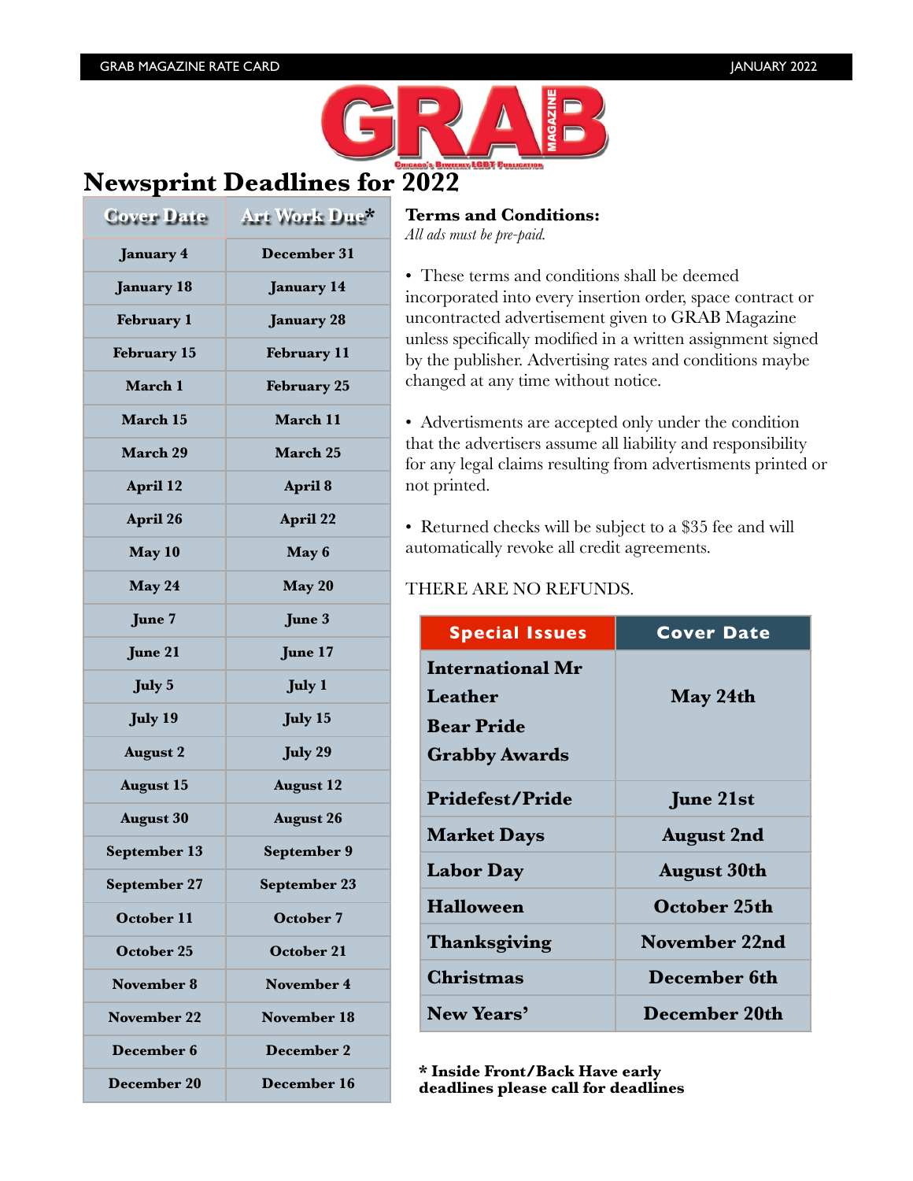GRAB MAGAZINE RATE CARD — JANUARY 2022

# Newsprint Deadlines for 2022

| Cover Date | Art Work Due* |
|---|---|
| January 4 | December 31 |
| January 18 | January 14 |
| February 1 | January 28 |
| February 15 | February 11 |
| March 1 | February 25 |
| March 15 | March 11 |
| March 29 | March 25 |
| April 12 | April 8 |
| April 26 | April 22 |
| May 10 | May 6 |
| May 24 | May 20 |
| June 7 | June 3 |
| June 21 | June 17 |
| July 5 | July 1 |
| July 19 | July 15 |
| August 2 | July 29 |
| August 15 | August 12 |
| August 30 | August 26 |
| September 13 | September 9 |
| September 27 | September 23 |
| October 11 | October 7 |
| October 25 | October 21 |
| November 8 | November 4 |
| November 22 | November 18 |
| December 6 | December 2 |
| December 20 | December 16 |

**Terms and Conditions:**
*All ads must be pre-paid.*

- These terms and conditions shall be deemed incorporated into every insertion order, space contract or uncontracted advertisement given to GRAB Magazine unless specifically modified in a written assignment signed by the publisher. Advertising rates and conditions maybe changed at any time without notice.
- Advertisments are accepted only under the condition that the advertisers assume all liability and responsibility for any legal claims resulting from advertisments printed or not printed.
- Returned checks will be subject to a $35 fee and will automatically revoke all credit agreements.

THERE ARE NO REFUNDS.

| Special Issues | Cover Date |
|---|---|
| International Mr Leather, Bear Pride, Grabby Awards | May 24th |
| Pridefest/Pride | June 21st |
| Market Days | August 2nd |
| Labor Day | August 30th |
| Halloween | October 25th |
| Thanksgiving | November 22nd |
| Christmas | December 6th |
| New Years' | December 20th |

**\* Inside Front/Back Have early deadlines please call for deadlines**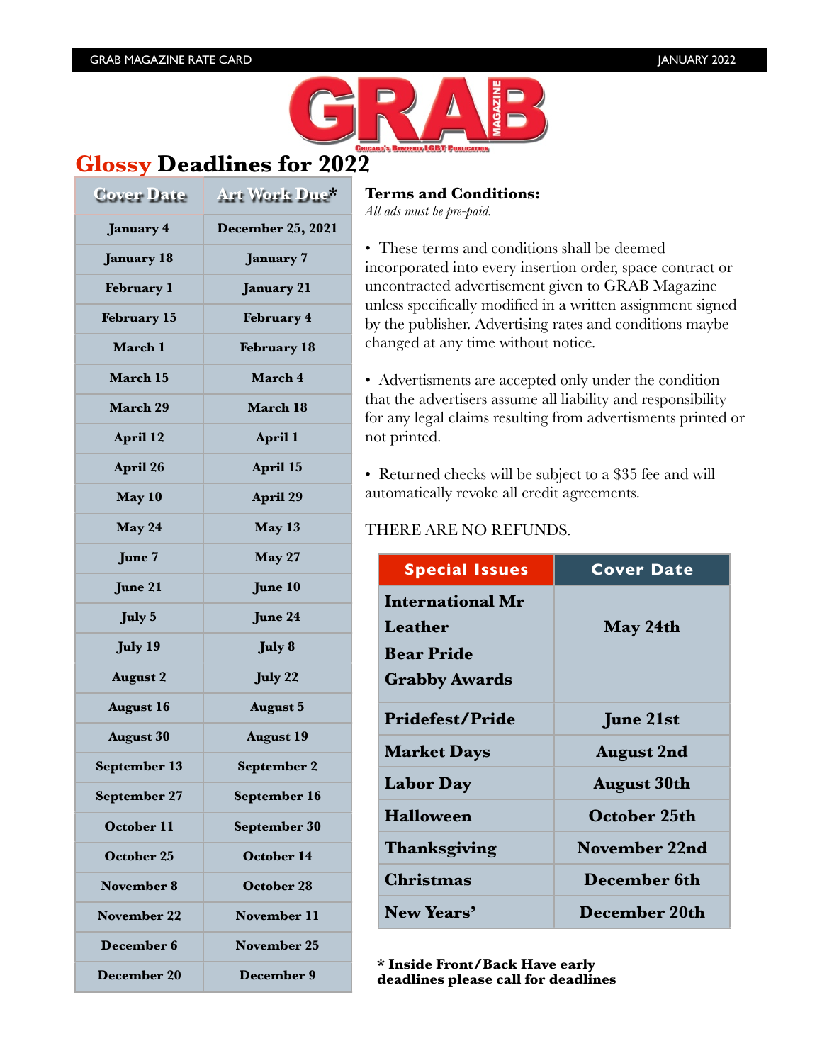GRAB MAGAZINE RATE CARD — JANUARY 2022

# GRAB MAGAZINE

Chicago's Biweekly LGBT Publication

## Glossy Deadlines for 2022

| Cover Date | Art Work Due* |
|---|---|
| January 4 | December 25, 2021 |
| January 18 | January 7 |
| February 1 | January 21 |
| February 15 | February 4 |
| March 1 | February 18 |
| March 15 | March 4 |
| March 29 | March 18 |
| April 12 | April 1 |
| April 26 | April 15 |
| May 10 | April 29 |
| May 24 | May 13 |
| June 7 | May 27 |
| June 21 | June 10 |
| July 5 | June 24 |
| July 19 | July 8 |
| August 2 | July 22 |
| August 16 | August 5 |
| August 30 | August 19 |
| September 13 | September 2 |
| September 27 | September 16 |
| October 11 | September 30 |
| October 25 | October 14 |
| November 8 | October 28 |
| November 22 | November 11 |
| December 6 | November 25 |
| December 20 | December 9 |

**Terms and Conditions:**
*All ads must be pre-paid.*

- These terms and conditions shall be deemed incorporated into every insertion order, space contract or uncontracted advertisement given to GRAB Magazine unless specifically modified in a written assignment signed by the publisher. Advertising rates and conditions maybe changed at any time without notice.

- Advertisments are accepted only under the condition that the advertisers assume all liability and responsibility for any legal claims resulting from advertisments printed or not printed.

- Returned checks will be subject to a $35 fee and will automatically revoke all credit agreements.

THERE ARE NO REFUNDS.

| Special Issues | Cover Date |
|---|---|
| International Mr Leather<br>Bear Pride<br>Grabby Awards | May 24th |
| Pridefest/Pride | June 21st |
| Market Days | August 2nd |
| Labor Day | August 30th |
| Halloween | October 25th |
| Thanksgiving | November 22nd |
| Christmas | December 6th |
| New Years' | December 20th |

**\* Inside Front/Back Have early deadlines please call for deadlines**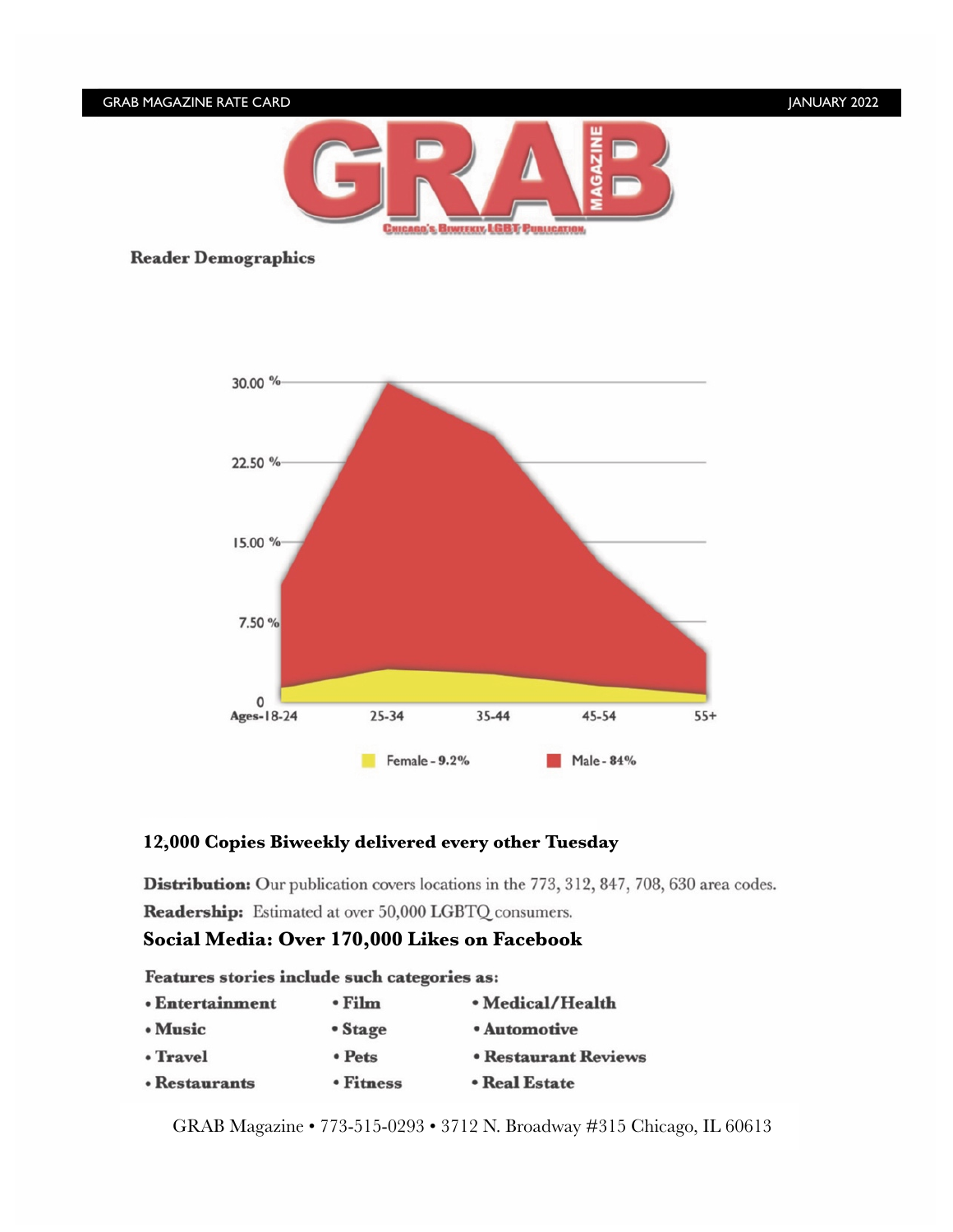# GRAB MAGAZINE

Chicago's Biweekly LGBT Publication

## Reader Demographics

30.00 %
22.50 %
15.00 %
7.50 %
0
Ages-18-24
25-34
35-44
45-54
55+

Female - 9.2%
Male - 84%

**12,000 Copies Biweekly delivered every other Tuesday**

**Distribution:** Our publication covers locations in the 773, 312, 847, 708, 630 area codes.

**Readership:** Estimated at over 50,000 LGBTQ consumers.

**Social Media: Over 170,000 Likes on Facebook**

**Features stories include such categories as:**

- **Entertainment**
- **Music**
- **Travel**
- **Restaurants**
- **Film**
- **Stage**
- **Pets**
- **Fitness**
- **Medical/Health**
- **Automotive**
- **Restaurant Reviews**
- **Real Estate**

GRAB Magazine • 773-515-0293 • 3712 N. Broadway #315 Chicago, IL 60613